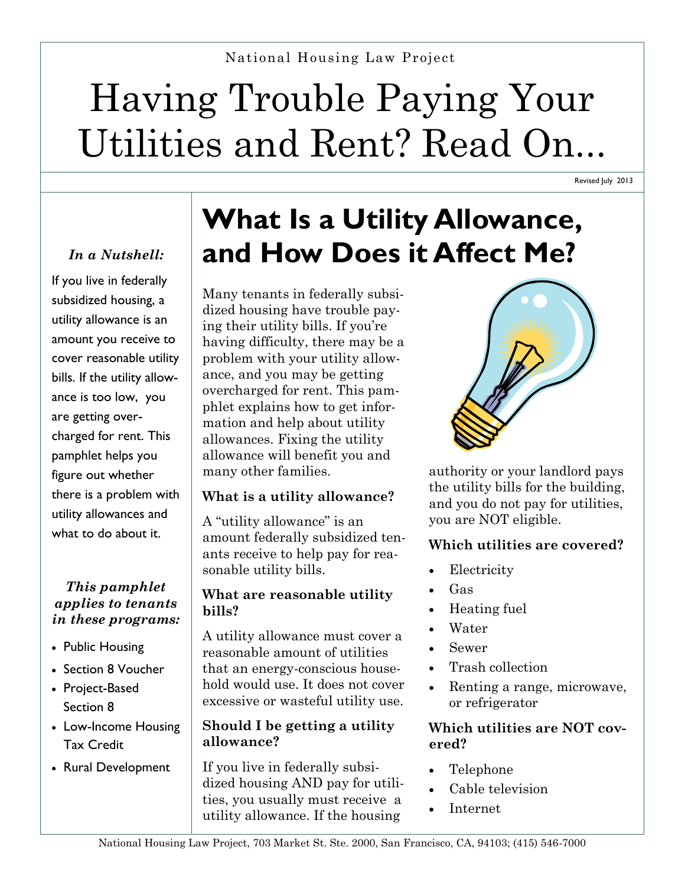National Housing Law Project

# Having Trouble Paying Your Utilities and Rent? Read On...

Revised July 2013

***In a Nutshell:***

If you live in federally subsidized housing, a utility allowance is an amount you receive to cover reasonable utility bills. If the utility allowance is too low, you are getting overcharged for rent. This pamphlet helps you figure out whether there is a problem with utility allowances and what to do about it.

***This pamphlet applies to tenants in these programs:***

- Public Housing
- Section 8 Voucher
- Project-Based Section 8
- Low-Income Housing Tax Credit
- Rural Development

## What Is a Utility Allowance, and How Does it Affect Me?

Many tenants in federally subsidized housing have trouble paying their utility bills. If you're having difficulty, there may be a problem with your utility allowance, and you may be getting overcharged for rent. This pamphlet explains how to get information and help about utility allowances. Fixing the utility allowance will benefit you and many other families.

### What is a utility allowance?

A "utility allowance" is an amount federally subsidized tenants receive to help pay for reasonable utility bills.

### What are reasonable utility bills?

A utility allowance must cover a reasonable amount of utilities that an energy-conscious household would use. It does not cover excessive or wasteful utility use.

### Should I be getting a utility allowance?

If you live in federally subsidized housing AND pay for utilities, you usually must receive a utility allowance. If the housing authority or your landlord pays the utility bills for the building, and you do not pay for utilities, you are NOT eligible.

### Which utilities are covered?

- Electricity
- Gas
- Heating fuel
- Water
- Sewer
- Trash collection
- Renting a range, microwave, or refrigerator

### Which utilities are NOT covered?

- Telephone
- Cable television
- Internet

National Housing Law Project, 703 Market St. Ste. 2000, San Francisco, CA, 94103; (415) 546-7000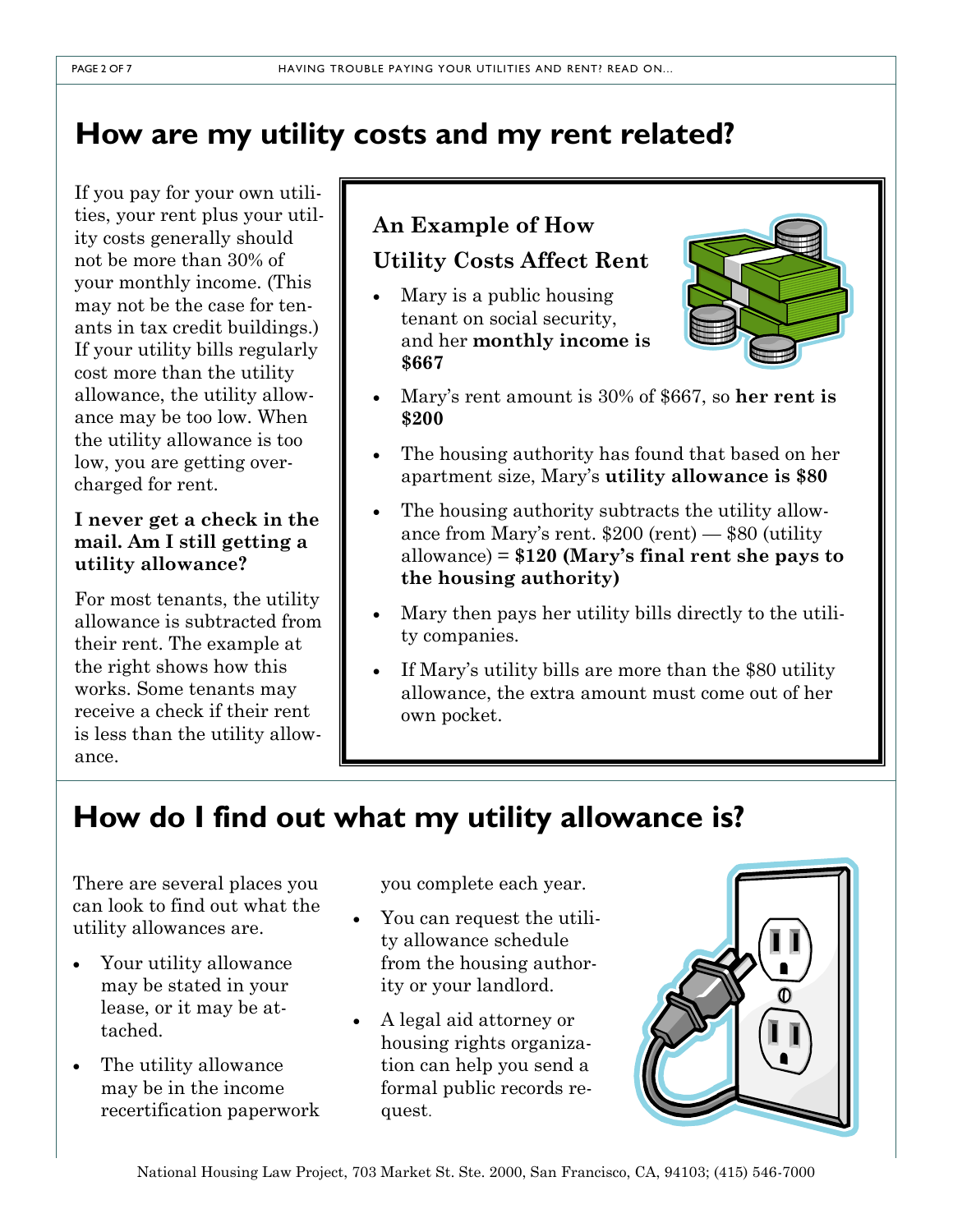# How are my utility costs and my rent related?

If you pay for your own utilities, your rent plus your utility costs generally should not be more than 30% of your monthly income. (This may not be the case for tenants in tax credit buildings.) If your utility bills regularly cost more than the utility allowance, the utility allowance may be too low. When the utility allowance is too low, you are getting overcharged for rent.

**I never get a check in the mail. Am I still getting a utility allowance?**

For most tenants, the utility allowance is subtracted from their rent. The example at the right shows how this works. Some tenants may receive a check if their rent is less than the utility allowance.

### An Example of How Utility Costs Affect Rent

- Mary is a public housing tenant on social security, and her **monthly income is $667**
- Mary's rent amount is 30% of $667, so **her rent is $200**
- The housing authority has found that based on her apartment size, Mary's **utility allowance is $80**
- The housing authority subtracts the utility allowance from Mary's rent. $200 (rent) — $80 (utility allowance) = **$120 (Mary's final rent she pays to the housing authority)**
- Mary then pays her utility bills directly to the utility companies.
- If Mary's utility bills are more than the $80 utility allowance, the extra amount must come out of her own pocket.

# How do I find out what my utility allowance is?

There are several places you can look to find out what the utility allowances are.

- Your utility allowance may be stated in your lease, or it may be attached.
- The utility allowance may be in the income recertification paperwork you complete each year.
- You can request the utility allowance schedule from the housing authority or your landlord.
- A legal aid attorney or housing rights organization can help you send a formal public records request.

National Housing Law Project, 703 Market St. Ste. 2000, San Francisco, CA, 94103; (415) 546-7000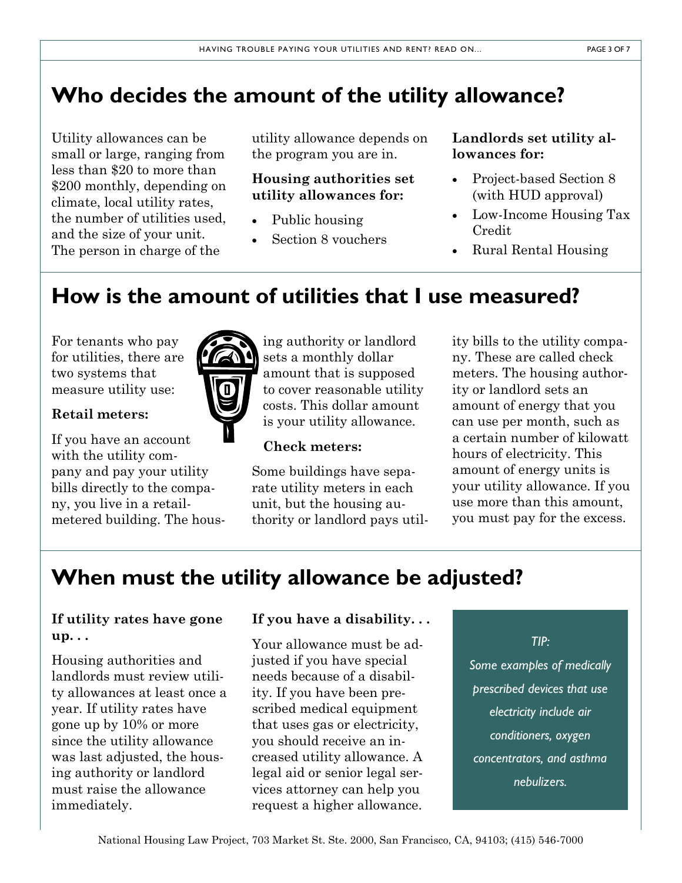## Who decides the amount of the utility allowance?

Utility allowances can be small or large, ranging from less than $20 to more than $200 monthly, depending on climate, local utility rates, the number of utilities used, and the size of your unit. The person in charge of the utility allowance depends on the program you are in.

**Housing authorities set utility allowances for:**

- Public housing
- Section 8 vouchers

**Landlords set utility allowances for:**

- Project-based Section 8 (with HUD approval)
- Low-Income Housing Tax Credit
- Rural Rental Housing

## How is the amount of utilities that I use measured?

For tenants who pay for utilities, there are two systems that measure utility use:

**Retail meters:**

If you have an account with the utility company and pay your utility bills directly to the company, you live in a retail-metered building. The housing authority or landlord sets a monthly dollar amount that is supposed to cover reasonable utility costs. This dollar amount is your utility allowance.

**Check meters:**

Some buildings have separate utility meters in each unit, but the housing authority or landlord pays utility bills to the utility company. These are called check meters. The housing authority or landlord sets an amount of energy that you can use per month, such as a certain number of kilowatt hours of electricity. This amount of energy units is your utility allowance. If you use more than this amount, you must pay for the excess.

## When must the utility allowance be adjusted?

**If utility rates have gone up. . .**

Housing authorities and landlords must review utility allowances at least once a year. If utility rates have gone up by 10% or more since the utility allowance was last adjusted, the housing authority or landlord must raise the allowance immediately.

**If you have a disability. . .**

Your allowance must be adjusted if you have special needs because of a disability. If you have been prescribed medical equipment that uses gas or electricity, you should receive an increased utility allowance. A legal aid or senior legal services attorney can help you request a higher allowance.

*TIP:*

*Some examples of medically prescribed devices that use electricity include air conditioners, oxygen concentrators, and asthma nebulizers.*

National Housing Law Project, 703 Market St. Ste. 2000, San Francisco, CA, 94103; (415) 546-7000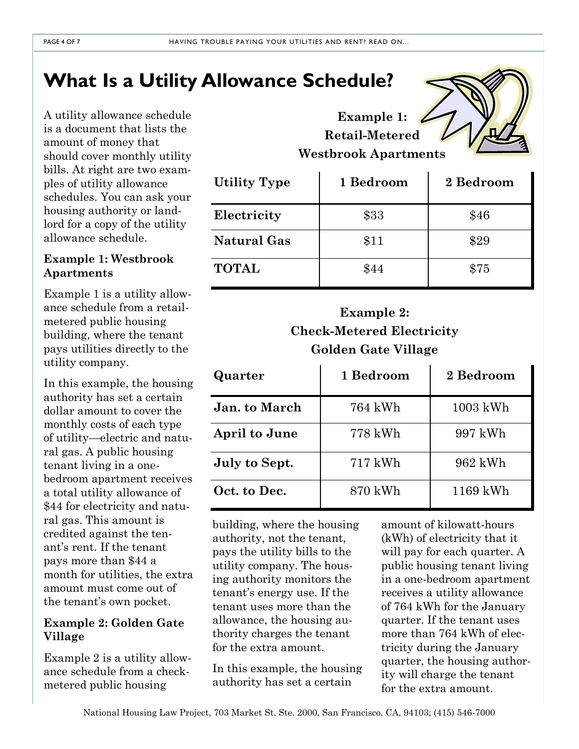# What Is a Utility Allowance Schedule?

A utility allowance schedule is a document that lists the amount of money that should cover monthly utility bills. At right are two examples of utility allowance schedules. You can ask your housing authority or landlord for a copy of the utility allowance schedule.

**Example 1: Westbrook Apartments**

Example 1 is a utility allowance schedule from a retail-metered public housing building, where the tenant pays utilities directly to the utility company.

In this example, the housing authority has set a certain dollar amount to cover the monthly costs of each type of utility—electric and natural gas. A public housing tenant living in a one-bedroom apartment receives a total utility allowance of $44 for electricity and natural gas. This amount is credited against the tenant's rent. If the tenant pays more than $44 a month for utilities, the extra amount must come out of the tenant's own pocket.

**Example 2: Golden Gate Village**

Example 2 is a utility allowance schedule from a check-metered public housing building, where the housing authority, not the tenant, pays the utility bills to the utility company. The housing authority monitors the tenant's energy use. If the tenant uses more than the allowance, the housing authority charges the tenant for the extra amount.

In this example, the housing authority has set a certain amount of kilowatt-hours (kWh) of electricity that it will pay for each quarter. A public housing tenant living in a one-bedroom apartment receives a utility allowance of 764 kWh for the January quarter. If the tenant uses more than 764 kWh of electricity during the January quarter, the housing authority will charge the tenant for the extra amount.

**Example 1:**
**Retail-Metered**
**Westbrook Apartments**

| Utility Type | 1 Bedroom | 2 Bedroom |
|---|---|---|
| **Electricity** | $33 | $46 |
| **Natural Gas** | $11 | $29 |
| **TOTAL** | $44 | $75 |

**Example 2:**
**Check-Metered Electricity**
**Golden Gate Village**

| Quarter | 1 Bedroom | 2 Bedroom |
|---|---|---|
| **Jan. to March** | 764 kWh | 1003 kWh |
| **April to June** | 778 kWh | 997 kWh |
| **July to Sept.** | 717 kWh | 962 kWh |
| **Oct. to Dec.** | 870 kWh | 1169 kWh |

National Housing Law Project, 703 Market St. Ste. 2000, San Francisco, CA, 94103; (415) 546-7000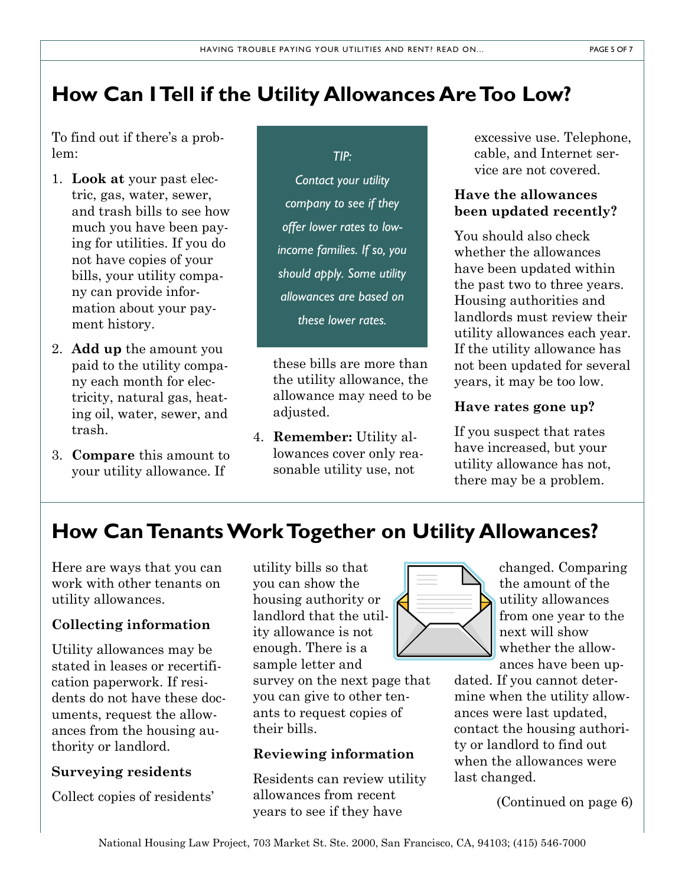## How Can I Tell if the Utility Allowances Are Too Low?

To find out if there's a problem:

1. **Look at** your past electric, gas, water, sewer, and trash bills to see how much you have been paying for utilities. If you do not have copies of your bills, your utility company can provide information about your payment history.
2. **Add up** the amount you paid to the utility company each month for electricity, natural gas, heating oil, water, sewer, and trash.
3. **Compare** this amount to your utility allowance. If these bills are more than the utility allowance, the allowance may need to be adjusted.
4. **Remember:** Utility allowances cover only reasonable utility use, not excessive use. Telephone, cable, and Internet service are not covered.

*TIP:*
*Contact your utility company to see if they offer lower rates to low-income families. If so, you should apply. Some utility allowances are based on these lower rates.*

**Have the allowances been updated recently?**

You should also check whether the allowances have been updated within the past two to three years. Housing authorities and landlords must review their utility allowances each year. If the utility allowance has not been updated for several years, it may be too low.

**Have rates gone up?**

If you suspect that rates have increased, but your utility allowance has not, there may be a problem.

## How Can Tenants Work Together on Utility Allowances?

Here are ways that you can work with other tenants on utility allowances.

**Collecting information**

Utility allowances may be stated in leases or recertification paperwork. If residents do not have these documents, request the allowances from the housing authority or landlord.

**Surveying residents**

Collect copies of residents' utility bills so that you can show the housing authority or landlord that the utility allowance is not enough. There is a sample letter and survey on the next page that you can give to other tenants to request copies of their bills.

**Reviewing information**

Residents can review utility allowances from recent years to see if they have changed. Comparing the amount of the utility allowances from one year to the next will show whether the allowances have been updated. If you cannot determine when the utility allowances were last updated, contact the housing authority or landlord to find out when the allowances were last changed.

(Continued on page 6)

National Housing Law Project, 703 Market St. Ste. 2000, San Francisco, CA, 94103; (415) 546-7000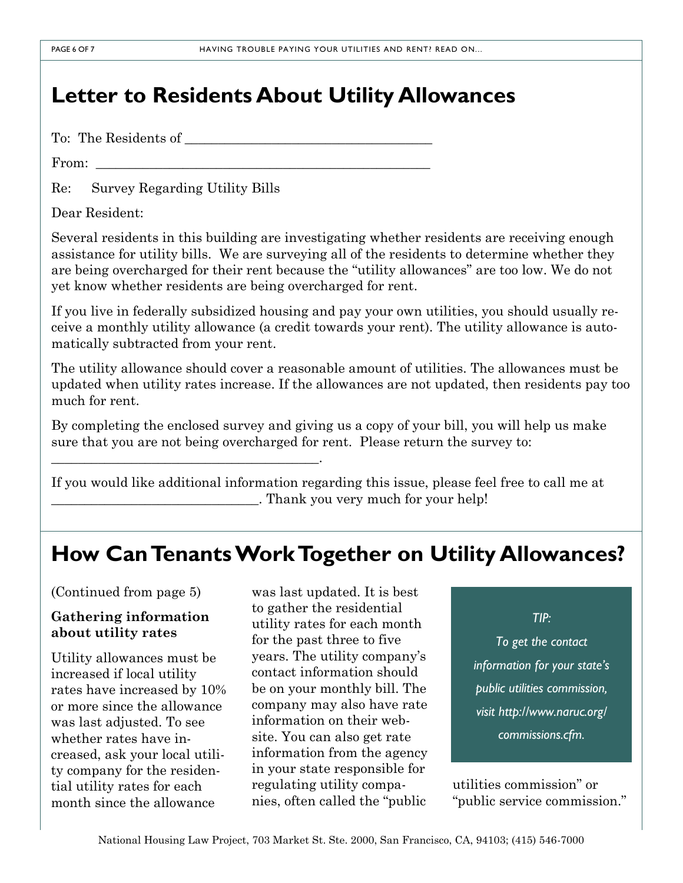# Letter to Residents About Utility Allowances

To: The Residents of ___________________________________

From: ___________________________________________

Re: Survey Regarding Utility Bills

Dear Resident:

Several residents in this building are investigating whether residents are receiving enough assistance for utility bills. We are surveying all of the residents to determine whether they are being overcharged for their rent because the "utility allowances" are too low. We do not yet know whether residents are being overcharged for rent.

If you live in federally subsidized housing and pay your own utilities, you should usually receive a monthly utility allowance (a credit towards your rent). The utility allowance is automatically subtracted from your rent.

The utility allowance should cover a reasonable amount of utilities. The allowances must be updated when utility rates increase. If the allowances are not updated, then residents pay too much for rent.

By completing the enclosed survey and giving us a copy of your bill, you will help us make sure that you are not being overcharged for rent. Please return the survey to: _______________________________________.

If you would like additional information regarding this issue, please feel free to call me at ______________________________. Thank you very much for your help!

# How Can Tenants Work Together on Utility Allowances?

(Continued from page 5)

**Gathering information about utility rates**

Utility allowances must be increased if local utility rates have increased by 10% or more since the allowance was last adjusted. To see whether rates have increased, ask your local utility company for the residential utility rates for each month since the allowance was last updated. It is best to gather the residential utility rates for each month for the past three to five years. The utility company's contact information should be on your monthly bill. The company may also have rate information on their website. You can also get rate information from the agency in your state responsible for regulating utility companies, often called the "public utilities commission" or "public service commission."

*TIP:*

*To get the contact information for your state's public utilities commission, visit http://www.naruc.org/commissions.cfm.*

National Housing Law Project, 703 Market St. Ste. 2000, San Francisco, CA, 94103; (415) 546-7000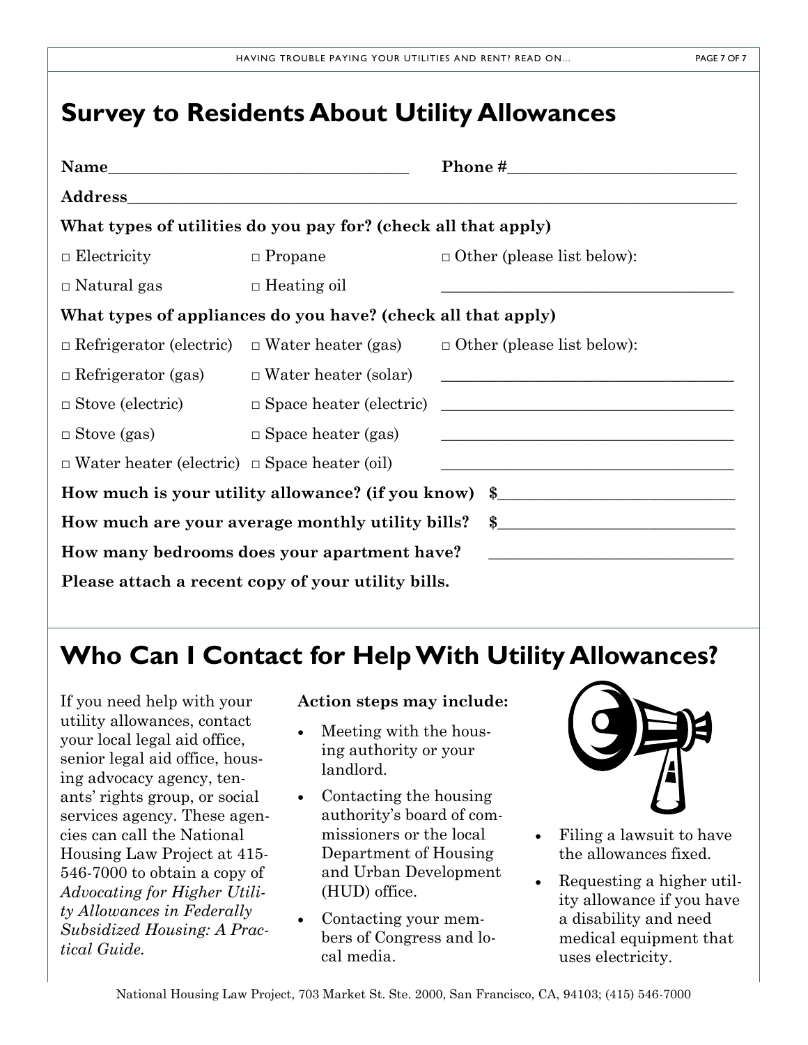## Survey to Residents About Utility Allowances

**Name**_______________________________ **Phone #**_______________________

**Address**_______________________________________________________________

**What types of utilities do you pay for? (check all that apply)**

□ Electricity □ Propane □ Other (please list below):

□ Natural gas □ Heating oil ______________________________

**What types of appliances do you have? (check all that apply)**

□ Refrigerator (electric) □ Water heater (gas) □ Other (please list below):

□ Refrigerator (gas) □ Water heater (solar) ______________________________

□ Stove (electric) □ Space heater (electric) ______________________________

□ Stove (gas) □ Space heater (gas) ______________________________

□ Water heater (electric) □ Space heater (oil) ______________________________

**How much is your utility allowance? (if you know) $**________________________

**How much are your average monthly utility bills? $**________________________

**How many bedrooms does your apartment have?** __________________________

**Please attach a recent copy of your utility bills.**

## Who Can I Contact for Help With Utility Allowances?

If you need help with your utility allowances, contact your local legal aid office, senior legal aid office, housing advocacy agency, tenants' rights group, or social services agency. These agencies can call the National Housing Law Project at 415-546-7000 to obtain a copy of *Advocating for Higher Utility Allowances in Federally Subsidized Housing: A Practical Guide.*

**Action steps may include:**

- Meeting with the housing authority or your landlord.
- Contacting the housing authority's board of commissioners or the local Department of Housing and Urban Development (HUD) office.
- Contacting your members of Congress and local media.
- Filing a lawsuit to have the allowances fixed.
- Requesting a higher utility allowance if you have a disability and need medical equipment that uses electricity.

National Housing Law Project, 703 Market St. Ste. 2000, San Francisco, CA, 94103; (415) 546-7000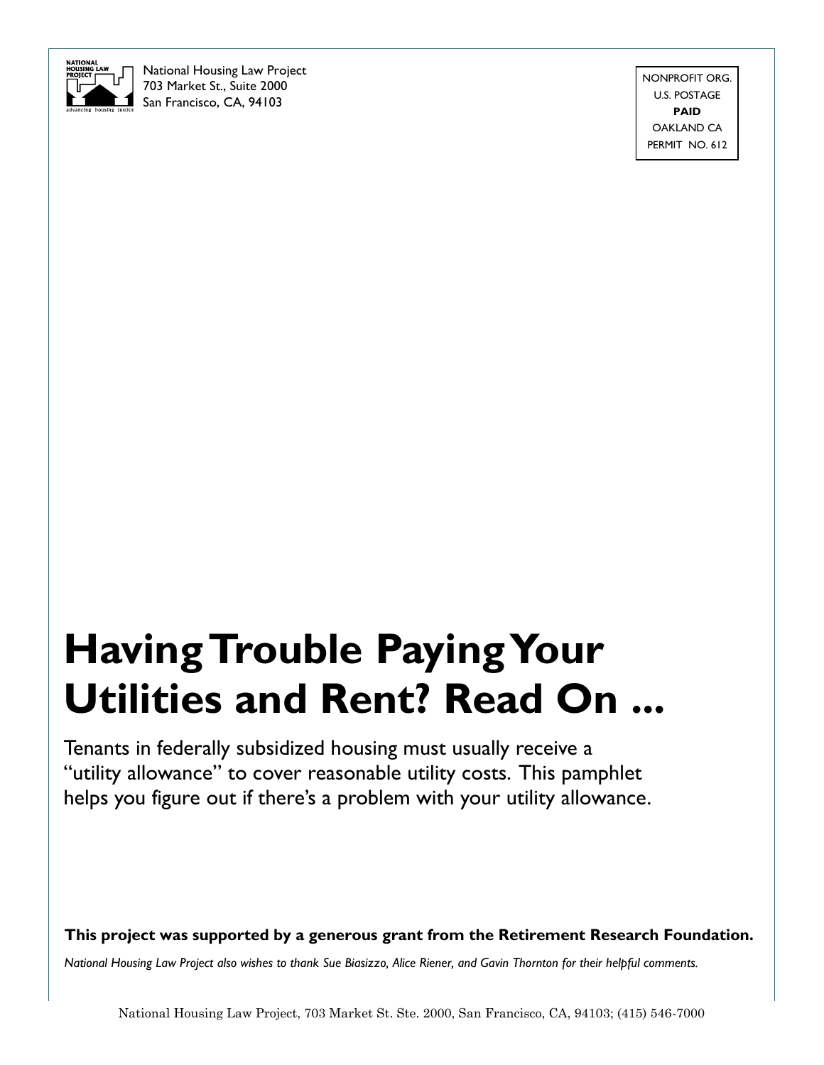National Housing Law Project
703 Market St., Suite 2000
San Francisco, CA, 94103

NONPROFIT ORG.
U.S. POSTAGE
**PAID**
OAKLAND CA
PERMIT NO. 612

# Having Trouble Paying Your Utilities and Rent? Read On ...

Tenants in federally subsidized housing must usually receive a "utility allowance" to cover reasonable utility costs. This pamphlet helps you figure out if there's a problem with your utility allowance.

**This project was supported by a generous grant from the Retirement Research Foundation.**

*National Housing Law Project also wishes to thank Sue Biasizzo, Alice Riener, and Gavin Thornton for their helpful comments.*

National Housing Law Project, 703 Market St. Ste. 2000, San Francisco, CA, 94103; (415) 546-7000